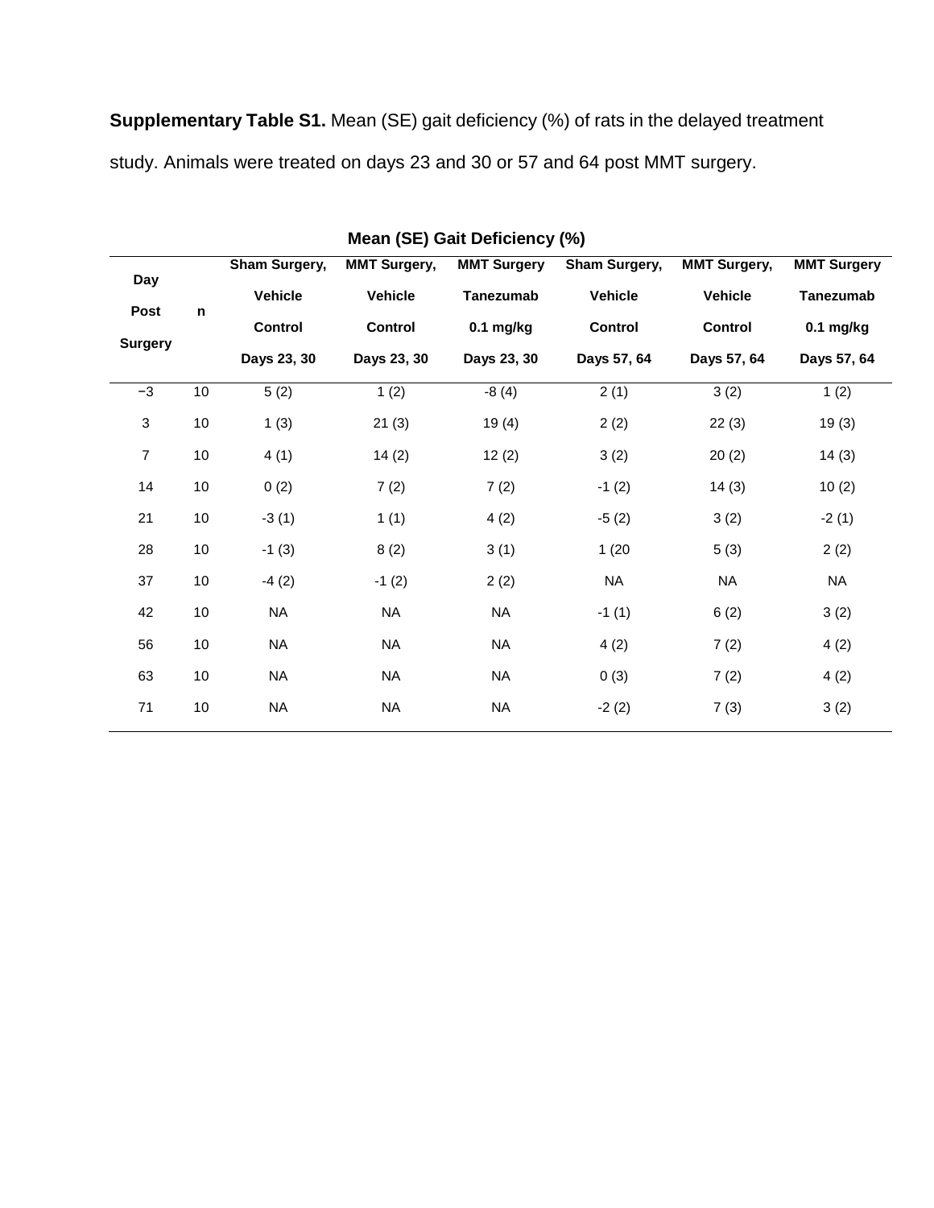**Supplementary Table S1.** Mean (SE) gait deficiency (%) of rats in the delayed treatment study. Animals were treated on days 23 and 30 or 57 and 64 post MMT surgery.

| | | Mean (SE) Gait Deficiency (%) | | | | | |
|---|---|---|---|---|---|---|---|
| Day Post Surgery | n | Sham Surgery, Vehicle Control Days 23, 30 | MMT Surgery, Vehicle Control Days 23, 30 | MMT Surgery Tanezumab 0.1 mg/kg Days 23, 30 | Sham Surgery, Vehicle Control Days 57, 64 | MMT Surgery, Vehicle Control Days 57, 64 | MMT Surgery Tanezumab 0.1 mg/kg Days 57, 64 |
| −3 | 10 | 5 (2) | 1 (2) | -8 (4) | 2 (1) | 3 (2) | 1 (2) |
| 3 | 10 | 1 (3) | 21 (3) | 19 (4) | 2 (2) | 22 (3) | 19 (3) |
| 7 | 10 | 4 (1) | 14 (2) | 12 (2) | 3 (2) | 20 (2) | 14 (3) |
| 14 | 10 | 0 (2) | 7 (2) | 7 (2) | -1 (2) | 14 (3) | 10 (2) |
| 21 | 10 | -3 (1) | 1 (1) | 4 (2) | -5 (2) | 3 (2) | -2 (1) |
| 28 | 10 | -1 (3) | 8 (2) | 3 (1) | 1 (20 | 5 (3) | 2 (2) |
| 37 | 10 | -4 (2) | -1 (2) | 2 (2) | NA | NA | NA |
| 42 | 10 | NA | NA | NA | -1 (1) | 6 (2) | 3 (2) |
| 56 | 10 | NA | NA | NA | 4 (2) | 7 (2) | 4 (2) |
| 63 | 10 | NA | NA | NA | 0 (3) | 7 (2) | 4 (2) |
| 71 | 10 | NA | NA | NA | -2 (2) | 7 (3) | 3 (2) |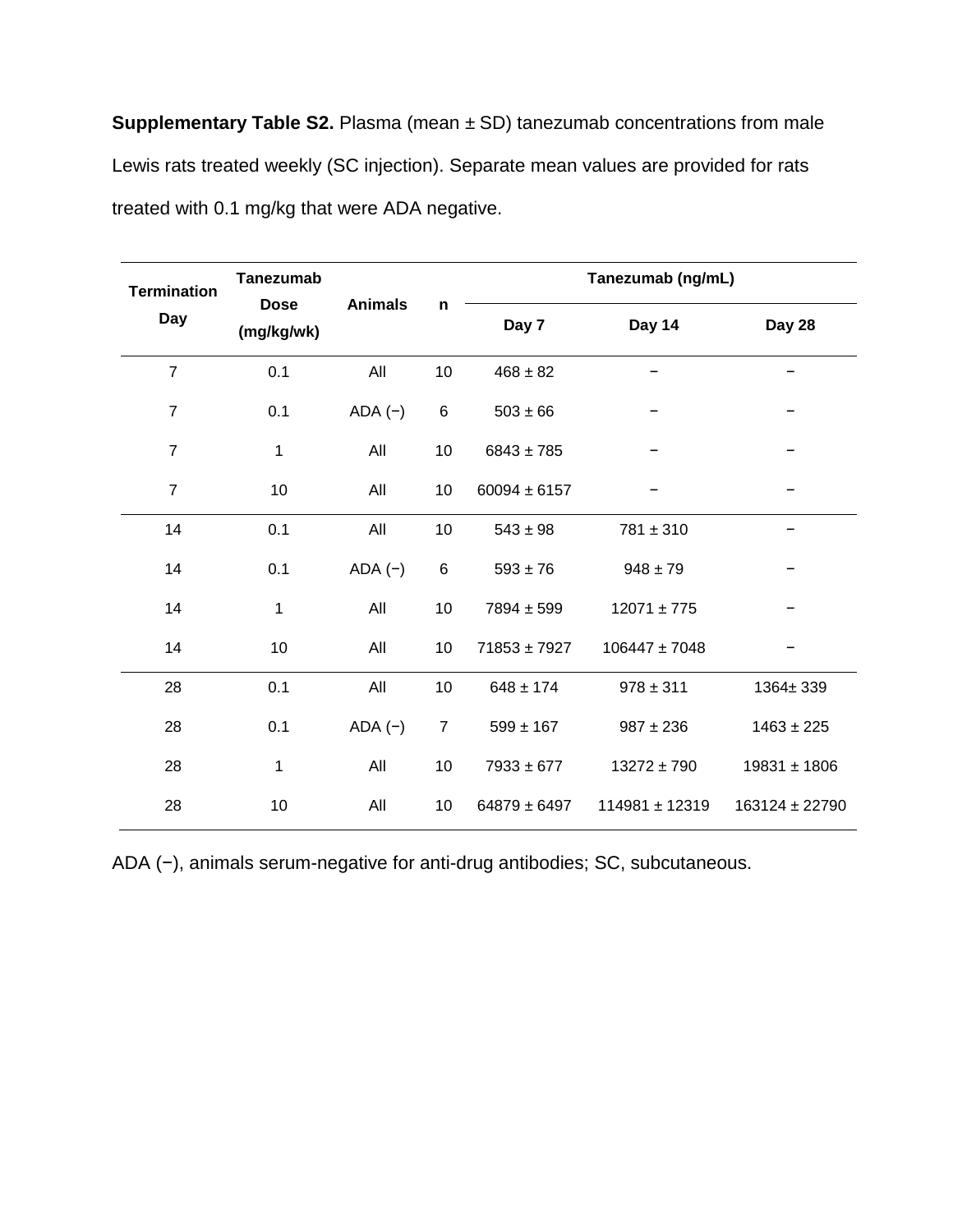**Supplementary Table S2.** Plasma (mean ± SD) tanezumab concentrations from male Lewis rats treated weekly (SC injection). Separate mean values are provided for rats treated with 0.1 mg/kg that were ADA negative.

| Termination Day | Tanezumab Dose (mg/kg/wk) | Animals | n | Tanezumab (ng/mL) | | |
|---|---|---|---|---|---|---|
| | | | | Day 7 | Day 14 | Day 28 |
| 7 | 0.1 | All | 10 | 468 ± 82 | − | − |
| 7 | 0.1 | ADA (−) | 6 | 503 ± 66 | − | − |
| 7 | 1 | All | 10 | 6843 ± 785 | − | − |
| 7 | 10 | All | 10 | 60094 ± 6157 | − | − |
| 14 | 0.1 | All | 10 | 543 ± 98 | 781 ± 310 | − |
| 14 | 0.1 | ADA (−) | 6 | 593 ± 76 | 948 ± 79 | − |
| 14 | 1 | All | 10 | 7894 ± 599 | 12071 ± 775 | − |
| 14 | 10 | All | 10 | 71853 ± 7927 | 106447 ± 7048 | − |
| 28 | 0.1 | All | 10 | 648 ± 174 | 978 ± 311 | 1364± 339 |
| 28 | 0.1 | ADA (−) | 7 | 599 ± 167 | 987 ± 236 | 1463 ± 225 |
| 28 | 1 | All | 10 | 7933 ± 677 | 13272 ± 790 | 19831 ± 1806 |
| 28 | 10 | All | 10 | 64879 ± 6497 | 114981 ± 12319 | 163124 ± 22790 |

ADA (−), animals serum-negative for anti-drug antibodies; SC, subcutaneous.